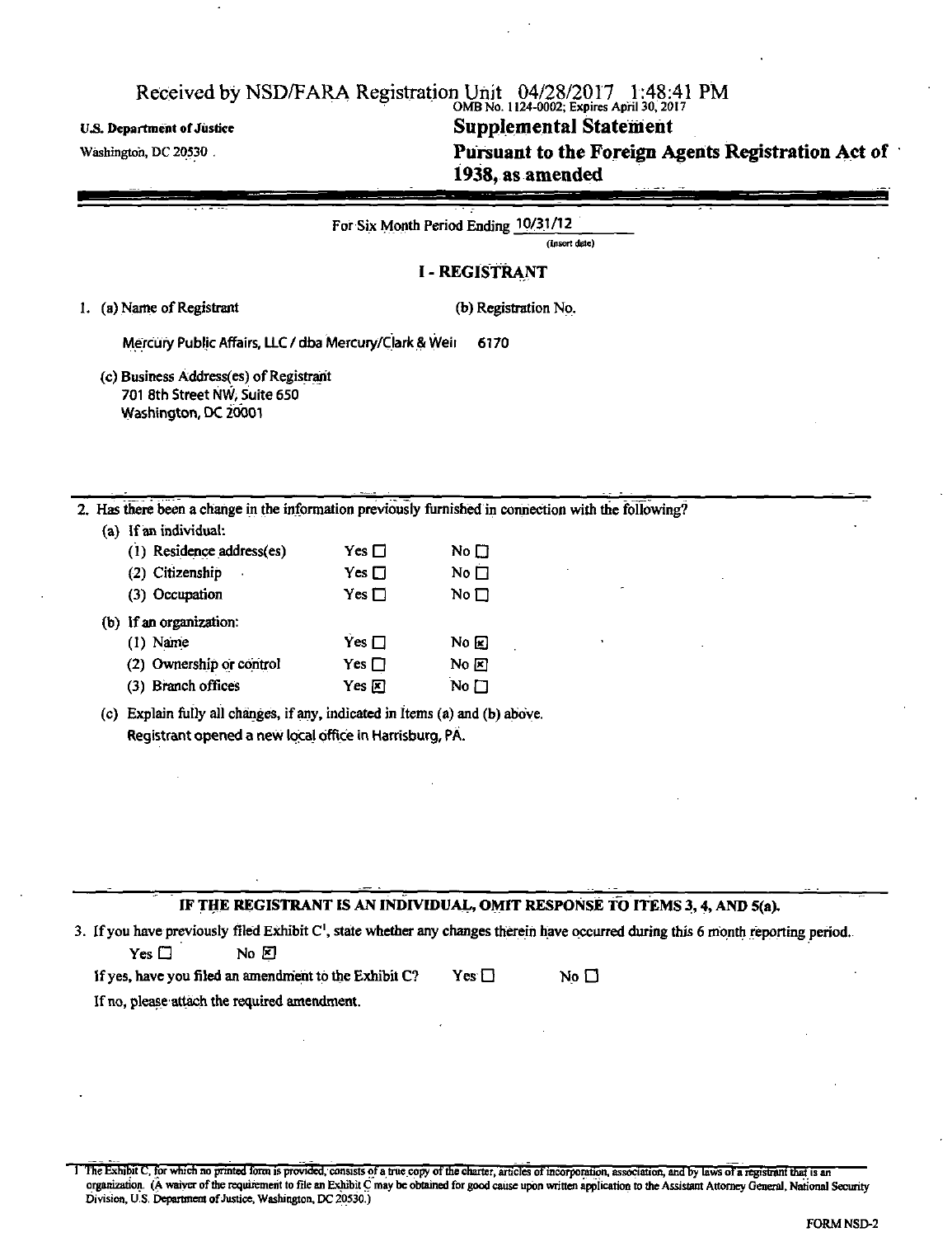Received by NSD/FARA Registration Unit 04/28/2017 1:48:41 PM

OMB No. 1124-0002; Expires April 30, 2017

U.S. Department of Justice
Washington, DC 20530

# Supplemental Statement

# Pursuant to the Foreign Agents Registration Act of 1938, as amended

For Six Month Period Ending 10/31/12
(Insert date)

## I - REGISTRANT

1. (a) Name of Registrant
   Mercury Public Affairs, LLC / dba Mercury/Clark & Weil

   (b) Registration No.
   6170

   (c) Business Address(es) of Registrant
   701 8th Street NW, Suite 650
   Washington, DC 20001

2. Has there been a change in the information previously furnished in connection with the following?

   (a) If an individual:

| | | |
|---|---|---|
| (1) Residence address(es) | Yes ☐ | No ☐ |
| (2) Citizenship | Yes ☐ | No ☐ |
| (3) Occupation | Yes ☐ | No ☐ |

   (b) If an organization:

| | | |
|---|---|---|
| (1) Name | Yes ☐ | No ☒ |
| (2) Ownership or control | Yes ☐ | No ☒ |
| (3) Branch offices | Yes ☒ | No ☐ |

   (c) Explain fully all changes, if any, indicated in Items (a) and (b) above.
   Registrant opened a new local office in Harrisburg, PA.

**IF THE REGISTRANT IS AN INDIVIDUAL, OMIT RESPONSE TO ITEMS 3, 4, AND 5(a).**

3. If you have previously filed Exhibit C[1], state whether any changes therein have occurred during this 6 month reporting period.
   Yes ☐ No ☒

   If yes, have you filed an amendment to the Exhibit C? Yes ☐ No ☐

   If no, please attach the required amendment.

1 The Exhibit C, for which no printed form is provided, consists of a true copy of the charter, articles of incorporation, association, and by laws of a registrant that is an organization. (A waiver of the requirement to file an Exhibit C may be obtained for good cause upon written application to the Assistant Attorney General, National Security Division, U.S. Department of Justice, Washington, DC 20530.)

FORM NSD-2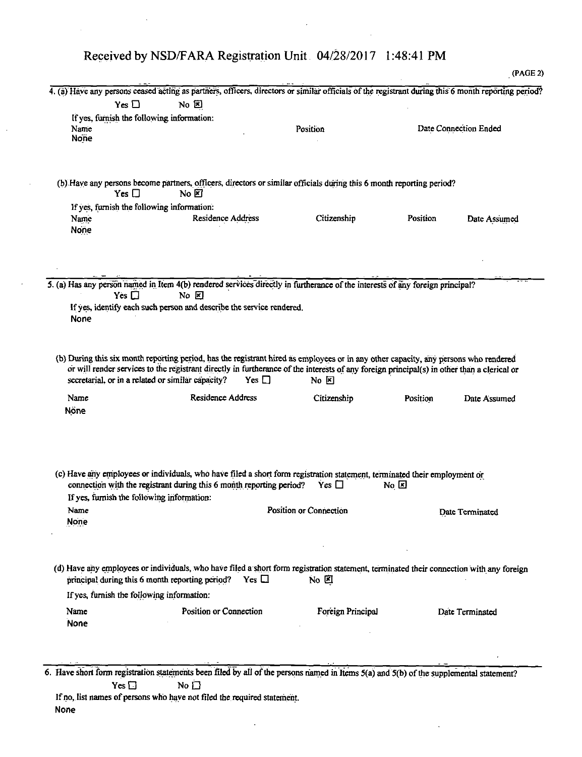Received by NSD/FARA Registration Unit 04/28/2017 1:48:41 PM

(PAGE 2)

4. (a) Have any persons ceased acting as partners, officers, directors or similar officials of the registrant during this 6 month reporting period?

Yes ☐ No ☒

If yes, furnish the following information:

| Name | Position | Date Connection Ended |
|---|---|---|
| None | | |

(b) Have any persons become partners, officers, directors or similar officials during this 6 month reporting period?

Yes ☐ No ☒

If yes, furnish the following information:

| Name | Residence Address | Citizenship | Position | Date Assumed |
|---|---|---|---|---|
| None | | | | |

5. (a) Has any person named in Item 4(b) rendered services directly in furtherance of the interests of any foreign principal?

Yes ☐ No ☒

If yes, identify each such person and describe the service rendered.

None

(b) During this six month reporting period, has the registrant hired as employees or in any other capacity, any persons who rendered or will render services to the registrant directly in furtherance of the interests of any foreign principal(s) in other than a clerical or secretarial, or in a related or similar capacity? Yes ☐ No ☒

| Name | Residence Address | Citizenship | Position | Date Assumed |
|---|---|---|---|---|
| None | | | | |

(c) Have any employees or individuals, who have filed a short form registration statement, terminated their employment or connection with the registrant during this 6 month reporting period? Yes ☐ No ☒

If yes, furnish the following information:

| Name | Position or Connection | Date Terminated |
|---|---|---|
| None | | |

(d) Have any employees or individuals, who have filed a short form registration statement, terminated their connection with any foreign principal during this 6 month reporting period? Yes ☐ No ☒

If yes, furnish the following information:

| Name | Position or Connection | Foreign Principal | Date Terminated |
|---|---|---|---|
| None | | | |

6. Have short form registration statements been filed by all of the persons named in Items 5(a) and 5(b) of the supplemental statement?

Yes ☐ No ☐

If no, list names of persons who have not filed the required statement.

None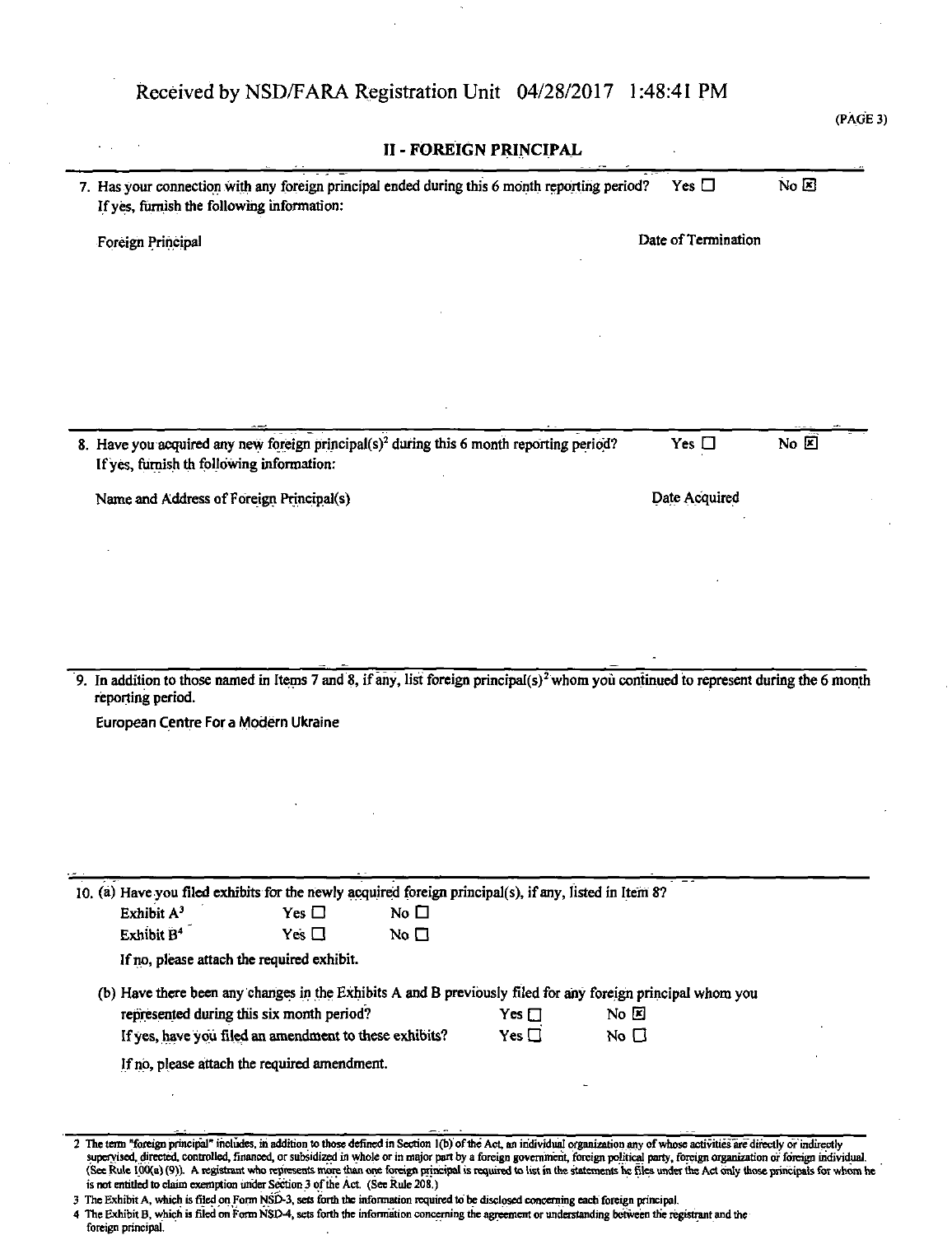Received by NSD/FARA Registration Unit 04/28/2017 1:48:41 PM

(PAGE 3)

## II - FOREIGN PRINCIPAL

7. Has your connection with any foreign principal ended during this 6 month reporting period? Yes ☐ No ☒

   If yes, furnish the following information:

   Foreign Principal — Date of Termination

8. Have you acquired any new foreign principal(s)[2] during this 6 month reporting period? Yes ☐ No ☒

   If yes, furnish th following information:

   Name and Address of Foreign Principal(s) — Date Acquired

9. In addition to those named in Items 7 and 8, if any, list foreign principal(s)[2] whom you continued to represent during the 6 month reporting period.

   European Centre For a Modern Ukraine

10. (a) Have you filed exhibits for the newly acquired foreign principal(s), if any, listed in Item 8?

    Exhibit A[3] Yes ☐ No ☐

    Exhibit B[4] Yes ☐ No ☐

    If no, please attach the required exhibit.

    (b) Have there been any changes in the Exhibits A and B previously filed for any foreign principal whom you represented during this six month period? Yes ☐ No ☒

    If yes, have you filed an amendment to these exhibits? Yes ☐ No ☐

    If no, please attach the required amendment.

---

2 The term "foreign principal" includes, in addition to those defined in Section 1(b) of the Act, an individual organization any of whose activities are directly or indirectly supervised, directed, controlled, financed, or subsidized in whole or in major part by a foreign government, foreign political party, foreign organization or foreign individual. (See Rule 100(a) (9)). A registrant who represents more than one foreign principal is required to list in the statements he files under the Act only those principals for whom he is not entitled to claim exemption under Section 3 of the Act. (See Rule 208.)

3 The Exhibit A, which is filed on Form NSD-3, sets forth the information required to be disclosed concerning each foreign principal.

4 The Exhibit B, which is filed on Form NSD-4, sets forth the information concerning the agreement or understanding between the registrant and the foreign principal.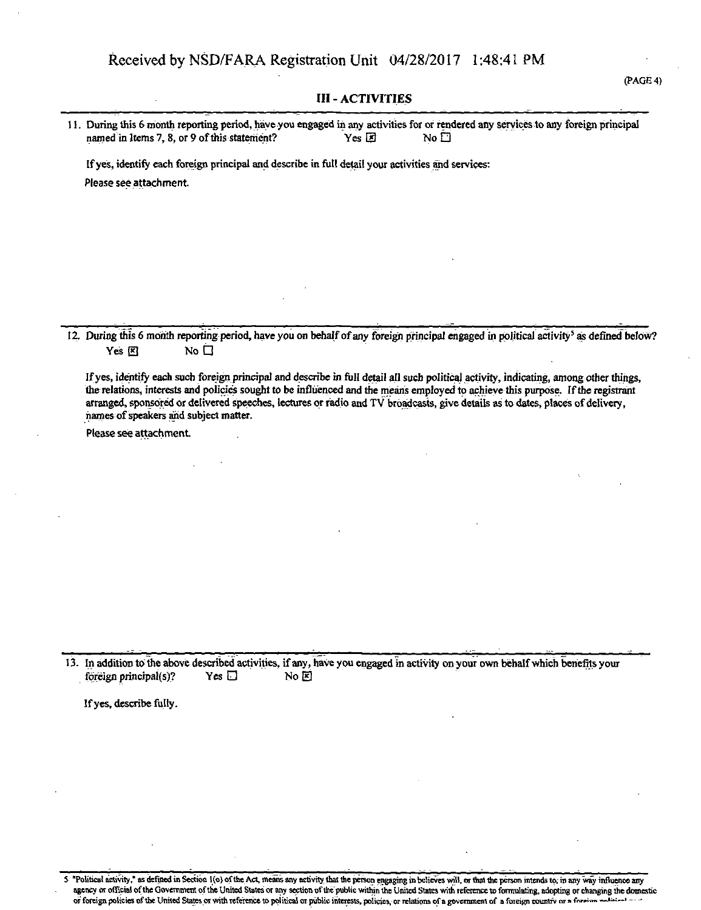Received by NSD/FARA Registration Unit 04/28/2017 1:48:41 PM

## III - ACTIVITIES

11. During this 6 month reporting period, have you engaged in any activities for or rendered any services to any foreign principal named in Items 7, 8, or 9 of this statement? Yes ☒ No ☐

If yes, identify each foreign principal and describe in full detail your activities and services:

Please see attachment.

12. During this 6 month reporting period, have you on behalf of any foreign principal engaged in political activity[5] as defined below? Yes ☒ No ☐

If yes, identify each such foreign principal and describe in full detail all such political activity, indicating, among other things, the relations, interests and policies sought to be influenced and the means employed to achieve this purpose. If the registrant arranged, sponsored or delivered speeches, lectures or radio and TV broadcasts, give details as to dates, places of delivery, names of speakers and subject matter.

Please see attachment.

13. In addition to the above described activities, if any, have you engaged in activity on your own behalf which benefits your foreign principal(s)? Yes ☐ No ☒

If yes, describe fully.

[5] "Political activity," as defined in Section 1(o) of the Act, means any activity that the person engaging in believes will, or that the person intends to, in any way influence any agency or official of the Government of the United States or any section of the public within the United States with reference to formulating, adopting or changing the domestic or foreign policies of the United States or with reference to political or public interests, policies, or relations of a government of a foreign country or a foreign political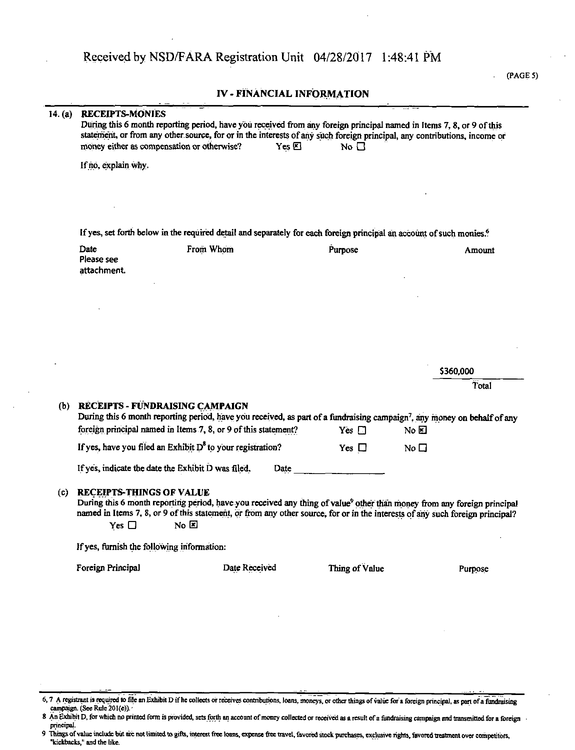Received by NSD/FARA Registration Unit 04/28/2017 1:48:41 PM

## IV - FINANCIAL INFORMATION

**14. (a) RECEIPTS-MONIES**

During this 6 month reporting period, have you received from any foreign principal named in Items 7, 8, or 9 of this statement, or from any other source, for or in the interests of any such foreign principal, any contributions, income or money either as compensation or otherwise? Yes ☒ No ☐

If no, explain why.

If yes, set forth below in the required detail and separately for each foreign principal an account of such monies.[6]

| Date | From Whom | Purpose | Amount |
|---|---|---|---|
| Please see attachment. | | | |
| | | | $360,000 |
| | | | Total |

**(b) RECEIPTS - FUNDRAISING CAMPAIGN**

During this 6 month reporting period, have you received, as part of a fundraising campaign[7], any money on behalf of any foreign principal named in Items 7, 8, or 9 of this statement? Yes ☐ No ☒

If yes, have you filed an Exhibit D[8] to your registration? Yes ☐ No ☐

If yes, indicate the date the Exhibit D was filed. Date ________

**(c) RECEIPTS-THINGS OF VALUE**

During this 6 month reporting period, have you received any thing of value[9] other than money from any foreign principal named in Items 7, 8, or 9 of this statement, or from any other source, for or in the interests of any such foreign principal?

Yes ☐ No ☒

If yes, furnish the following information:

| Foreign Principal | Date Received | Thing of Value | Purpose |
|---|---|---|---|
| | | | |

---

6, 7 A registrant is required to file an Exhibit D if he collects or receives contributions, loans, moneys, or other things of value for a foreign principal, as part of a fundraising campaign. (See Rule 201(e)).

8 An Exhibit D, for which no printed form is provided, sets forth an account of money collected or received as a result of a fundraising campaign and transmitted for a foreign principal.

9 Things of value include but are not limited to gifts, interest free loans, expense free travel, favored stock purchases, exclusive rights, favored treatment over competitors, "kickbacks," and the like.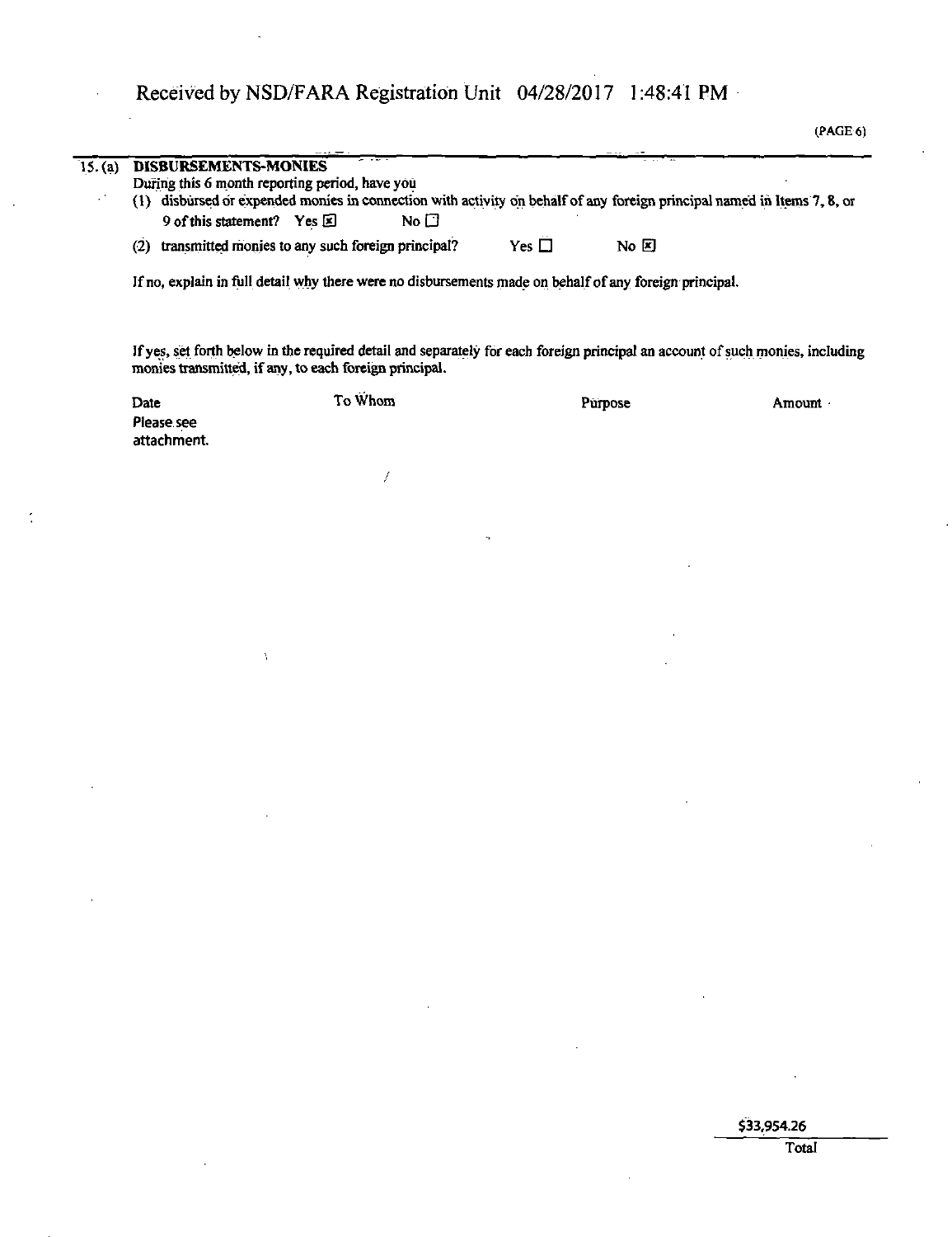Received by NSD/FARA Registration Unit 04/28/2017 1:48:41 PM

(PAGE 6)

15. (a) **DISBURSEMENTS-MONIES**

During this 6 month reporting period, have you

(1) disbursed or expended monies in connection with activity on behalf of any foreign principal named in Items 7, 8, or 9 of this statement? Yes ☒ No ☐

(2) transmitted monies to any such foreign principal? Yes ☐ No ☒

If no, explain in full detail why there were no disbursements made on behalf of any foreign principal.

If yes, set forth below in the required detail and separately for each foreign principal an account of such monies, including monies transmitted, if any, to each foreign principal.

| Date | To Whom | Purpose | Amount |
|---|---|---|---|
| Please see attachment. | | | |

$33,954.26
Total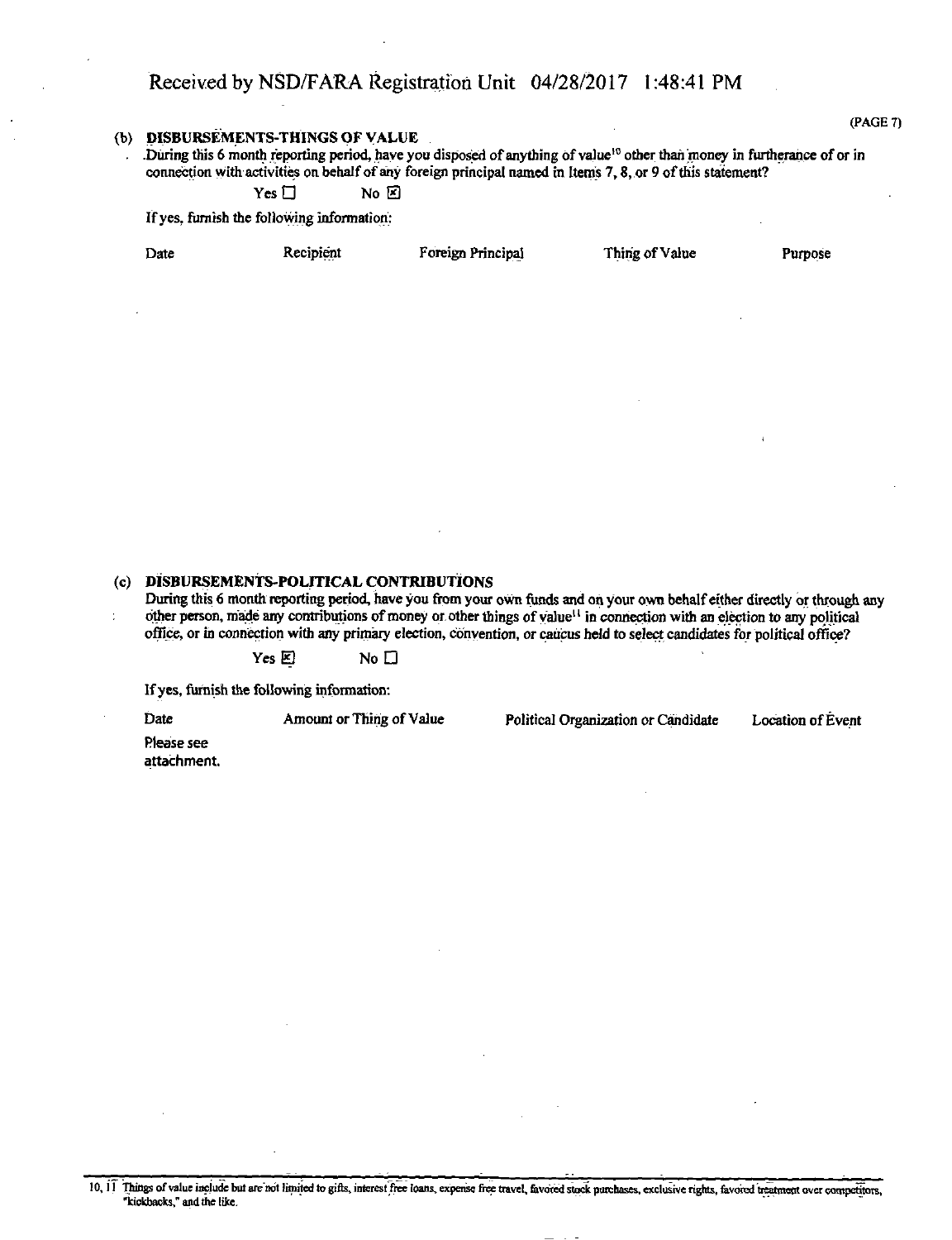Received by NSD/FARA Registration Unit 04/28/2017 1:48:41 PM

(PAGE 7)

**(b) DISBURSEMENTS-THINGS OF VALUE**

During this 6 month reporting period, have you disposed of anything of value[10] other than money in furtherance of or in connection with activities on behalf of any foreign principal named in Items 7, 8, or 9 of this statement?

Yes ☐ No ☒

If yes, furnish the following information:

| Date | Recipient | Foreign Principal | Thing of Value | Purpose |
|---|---|---|---|---|

**(c) DISBURSEMENTS-POLITICAL CONTRIBUTIONS**

During this 6 month reporting period, have you from your own funds and on your own behalf either directly or through any other person, made any contributions of money or other things of value[11] in connection with an election to any political office, or in connection with any primary election, convention, or caucus held to select candidates for political office?

Yes ☒ No ☐

If yes, furnish the following information:

| Date | Amount or Thing of Value | Political Organization or Candidate | Location of Event |
|---|---|---|---|
| Please see attachment. | | | |

10, 11 Things of value include but are not limited to gifts, interest free loans, expense free travel, favored stock purchases, exclusive rights, favored treatment over competitors, "kickbacks," and the like.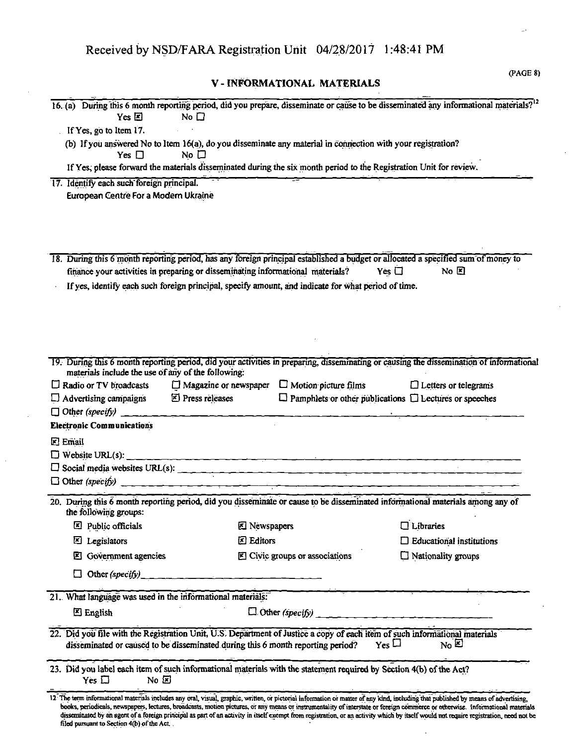Received by NSD/FARA Registration Unit 04/28/2017 1:48:41 PM

(PAGE 8)

## V - INFORMATIONAL MATERIALS

16. (a) During this 6 month reporting period, did you prepare, disseminate or cause to be disseminated any informational materials?[12]
    Yes ☒ No ☐

    If Yes, go to Item 17.

    (b) If you answered No to Item 16(a), do you disseminate any material in connection with your registration?
    Yes ☐ No ☐

    If Yes, please forward the materials disseminated during the six month period to the Registration Unit for review.

17. Identify each such foreign principal.
    European Centre For a Modern Ukraine

18. During this 6 month reporting period, has any foreign principal established a budget or allocated a specified sum of money to finance your activities in preparing or disseminating informational materials? Yes ☐ No ☒

    If yes, identify each such foreign principal, specify amount, and indicate for what period of time.

19. During this 6 month reporting period, did your activities in preparing, disseminating or causing the dissemination of informational materials include the use of any of the following:

    ☐ Radio or TV broadcasts ☐ Magazine or newspaper ☐ Motion picture films ☐ Letters or telegrams
    ☐ Advertising campaigns ☒ Press releases ☐ Pamphlets or other publications ☐ Lectures or speeches
    ☐ Other *(specify)* \_\_\_\_\_\_

    **Electronic Communications**

    ☒ Email
    ☐ Website URL(s): \_\_\_\_\_\_
    ☐ Social media websites URL(s): \_\_\_\_\_\_
    ☐ Other *(specify)* \_\_\_\_\_\_

20. During this 6 month reporting period, did you disseminate or cause to be disseminated informational materials among any of the following groups:

    ☒ Public officials ☒ Newspapers ☐ Libraries
    ☒ Legislators ☒ Editors ☐ Educational institutions
    ☒ Government agencies ☒ Civic groups or associations ☐ Nationality groups
    ☐ Other *(specify)* \_\_\_\_\_\_

21. What language was used in the informational materials:

    ☒ English ☐ Other *(specify)* \_\_\_\_\_\_

22. Did you file with the Registration Unit, U.S. Department of Justice a copy of each item of such informational materials disseminated or caused to be disseminated during this 6 month reporting period? Yes ☐ No ☒

23. Did you label each item of such informational materials with the statement required by Section 4(b) of the Act?
    Yes ☐ No ☒

[12] The term informational materials includes any oral, visual, graphic, written, or pictorial information or matter of any kind, including that published by means of advertising, books, periodicals, newspapers, lectures, broadcasts, motion pictures, or any means or instrumentality of interstate or foreign commerce or otherwise. Informational materials disseminated by an agent of a foreign principal as part of an activity in itself exempt from registration, or an activity which by itself would not require registration, need not be filed pursuant to Section 4(b) of the Act.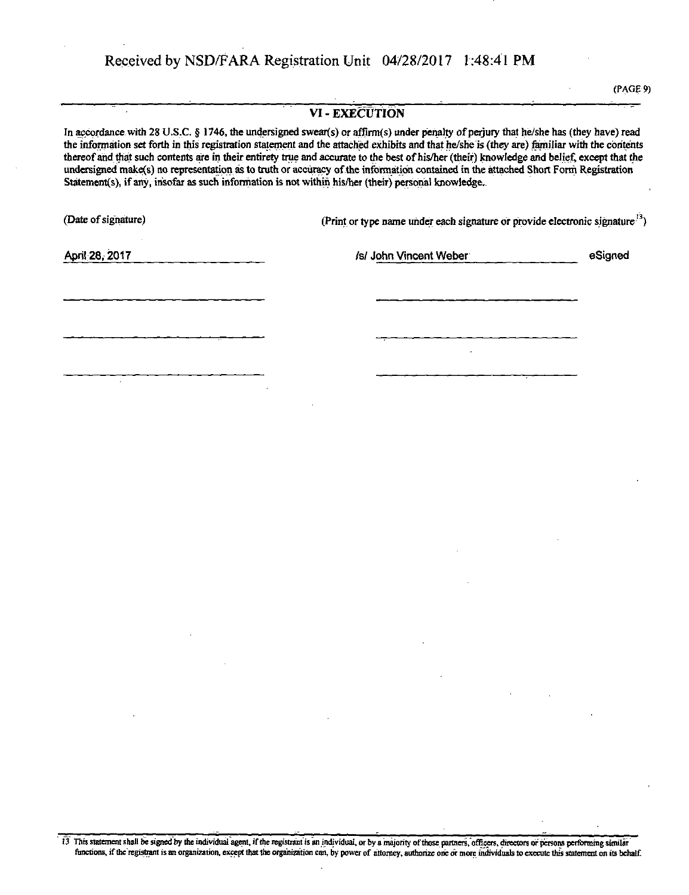Received by NSD/FARA Registration Unit 04/28/2017 1:48:41 PM

## VI - EXECUTION

In accordance with 28 U.S.C. § 1746, the undersigned swear(s) or affirm(s) under penalty of perjury that he/she has (they have) read the information set forth in this registration statement and the attached exhibits and that he/she is (they are) familiar with the contents thereof and that such contents are in their entirety true and accurate to the best of his/her (their) knowledge and belief, except that the undersigned make(s) no representation as to truth or accuracy of the information contained in the attached Short Form Registration Statement(s), if any, insofar as such information is not within his/her (their) personal knowledge.

| (Date of signature) | (Print or type name under each signature or provide electronic signature[13]) | |
|---|---|---|
| April 28, 2017 | /s/ John Vincent Weber | eSigned |
| | | |
| | | |
| | | |

[13] This statement shall be signed by the individual agent, if the registrant is an individual, or by a majority of those partners, officers, directors or persons performing similar functions, if the registrant is an organization, except that the organization can, by power of attorney, authorize one or more individuals to execute this statement on its behalf.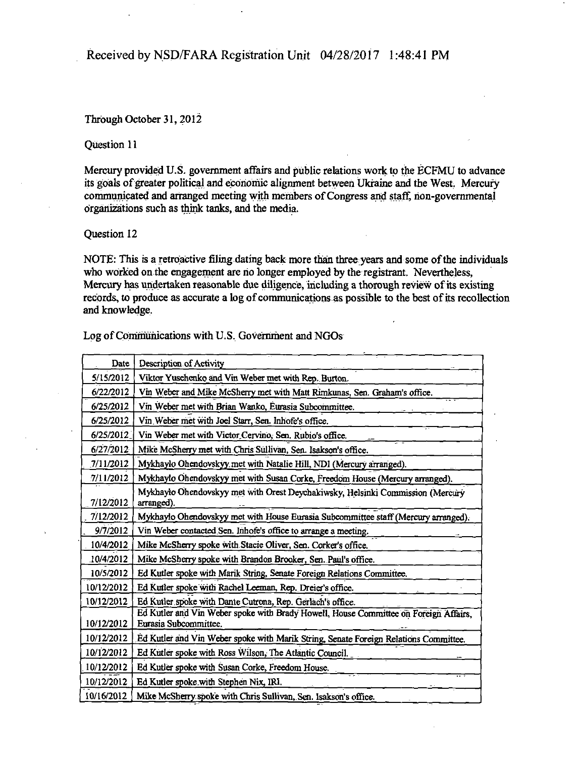Received by NSD/FARA Registration Unit 04/28/2017 1:48:41 PM

Through October 31, 2012

Question 11

Mercury provided U.S. government affairs and public relations work to the ECFMU to advance its goals of greater political and economic alignment between Ukraine and the West. Mercury communicated and arranged meeting with members of Congress and staff, non-governmental organizations such as think tanks, and the media.

Question 12

NOTE: This is a retroactive filing dating back more than three years and some of the individuals who worked on the engagement are no longer employed by the registrant. Nevertheless, Mercury has undertaken reasonable due diligence, including a thorough review of its existing records, to produce as accurate a log of communications as possible to the best of its recollection and knowledge.

Log of Communications with U.S. Government and NGOs

| Date | Description of Activity |
|---|---|
| 5/15/2012 | Viktor Yuschenko and Vin Weber met with Rep. Burton. |
| 6/22/2012 | Vin Weber and Mike McSherry met with Matt Rimkunas, Sen. Graham's office. |
| 6/25/2012 | Vin Weber met with Brian Wanko, Eurasia Subcommittee. |
| 6/25/2012 | Vin Weber met with Joel Starr, Sen. Inhofe's office. |
| 6/25/2012 | Vin Weber met with Victor Cervino, Sen. Rubio's office. |
| 6/27/2012 | Mike McSherry met with Chris Sullivan, Sen. Isakson's office. |
| 7/11/2012 | Mykhaylo Ohendovskyy met with Natalie Hill, NDI (Mercury arranged). |
| 7/11/2012 | Mykhaylo Ohendovskyy met with Susan Corke, Freedom House (Mercury arranged). |
| 7/12/2012 | Mykhaylo Ohendovskyy met with Orest Deychakiwsky, Helsinki Commission (Mercury arranged). |
| 7/12/2012 | Mykhaylo Ohendovskyy met with House Eurasia Subcommittee staff (Mercury arranged). |
| 9/7/2012 | Vin Weber contacted Sen. Inhofe's office to arrange a meeting. |
| 10/4/2012 | Mike McSherry spoke with Stacie Oliver, Sen. Corker's office. |
| 10/4/2012 | Mike McSherry spoke with Brandon Brooker, Sen. Paul's office. |
| 10/5/2012 | Ed Kutler spoke with Marik String, Senate Foreign Relations Committee. |
| 10/12/2012 | Ed Kutler spoke with Rachel Leeman, Rep. Dreier's office. |
| 10/12/2012 | Ed Kutler spoke with Dante Cutrona, Rep. Gerlach's office. |
| 10/12/2012 | Ed Kutler and Vin Weber spoke with Brady Howell, House Committee on Foreign Affairs, Eurasia Subcommittee. |
| 10/12/2012 | Ed Kutler and Vin Weber spoke with Marik String, Senate Foreign Relations Committee. |
| 10/12/2012 | Ed Kutler spoke with Ross Wilson, The Atlantic Council. |
| 10/12/2012 | Ed Kutler spoke with Susan Corke, Freedom House. |
| 10/12/2012 | Ed Kutler spoke with Stephen Nix, IRI. |
| 10/16/2012 | Mike McSherry spoke with Chris Sullivan, Sen. Isakson's office. |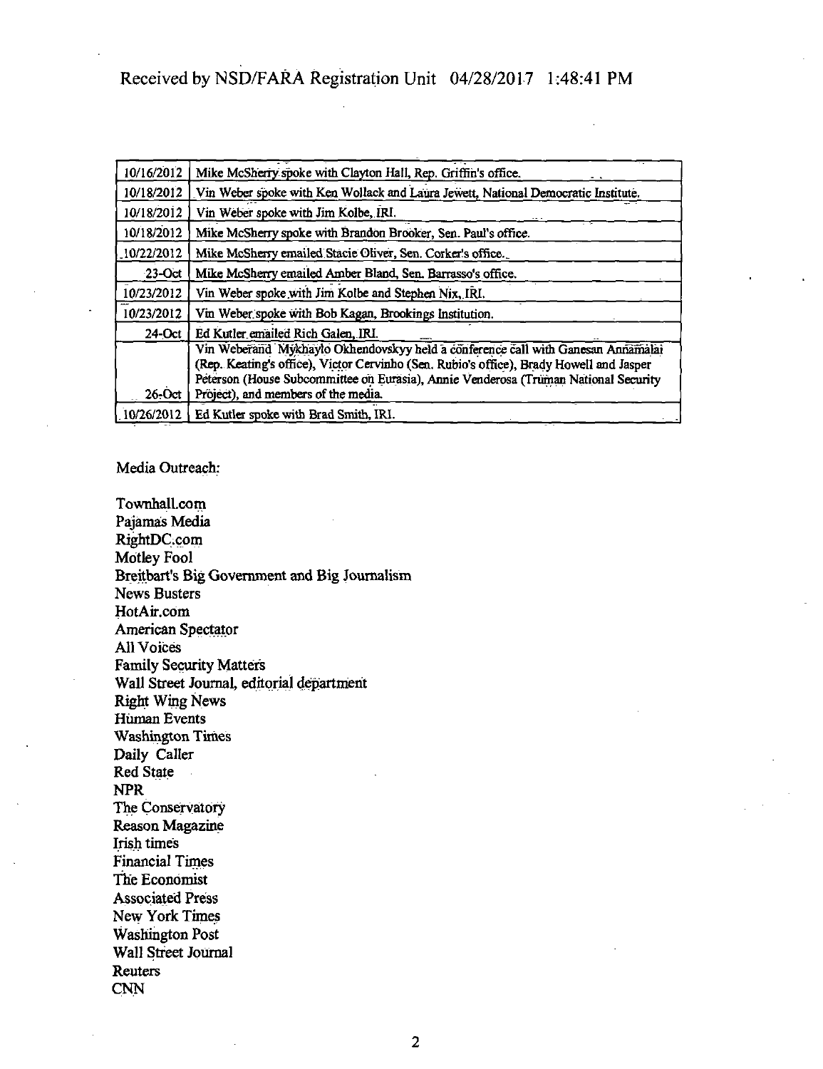Received by NSD/FARA Registration Unit 04/28/2017 1:48:41 PM

| | |
|---|---|
| 10/16/2012 | Mike McSherry spoke with Clayton Hall, Rep. Griffin's office. |
| 10/18/2012 | Vin Weber spoke with Ken Wollack and Laura Jewett, National Democratic Institute. |
| 10/18/2012 | Vin Weber spoke with Jim Kolbe, IRI. |
| 10/18/2012 | Mike McSherry spoke with Brandon Brooker, Sen. Paul's office. |
| 10/22/2012 | Mike McSherry emailed Stacie Oliver, Sen. Corker's office. |
| 23-Oct | Mike McSherry emailed Amber Bland, Sen. Barrasso's office. |
| 10/23/2012 | Vin Weber spoke with Jim Kolbe and Stephen Nix, IRI. |
| 10/23/2012 | Vin Weber spoke with Bob Kagan, Brookings Institution. |
| 24-Oct | Ed Kutler emailed Rich Galen, IRI. |
| 26-Oct | Vin Weberand Mykhaylo Okhendovskyy held a conference call with Ganesan Annamalai (Rep. Keating's office), Victor Cervinho (Sen. Rubio's office), Brady Howell and Jasper Peterson (House Subcommittee on Eurasia), Annie Venderosa (Truman National Security Project), and members of the media. |
| 10/26/2012 | Ed Kutler spoke with Brad Smith, IRI. |

Media Outreach:

Townhall.com
Pajamas Media
RightDC.com
Motley Fool
Breitbart's Big Government and Big Journalism
News Busters
HotAir.com
American Spectator
All Voices
Family Security Matters
Wall Street Journal, editorial department
Right Wing News
Human Events
Washington Times
Daily Caller
Red State
NPR
The Conservatory
Reason Magazine
Irish times
Financial Times
The Economist
Associated Press
New York Times
Washington Post
Wall Street Journal
Reuters
CNN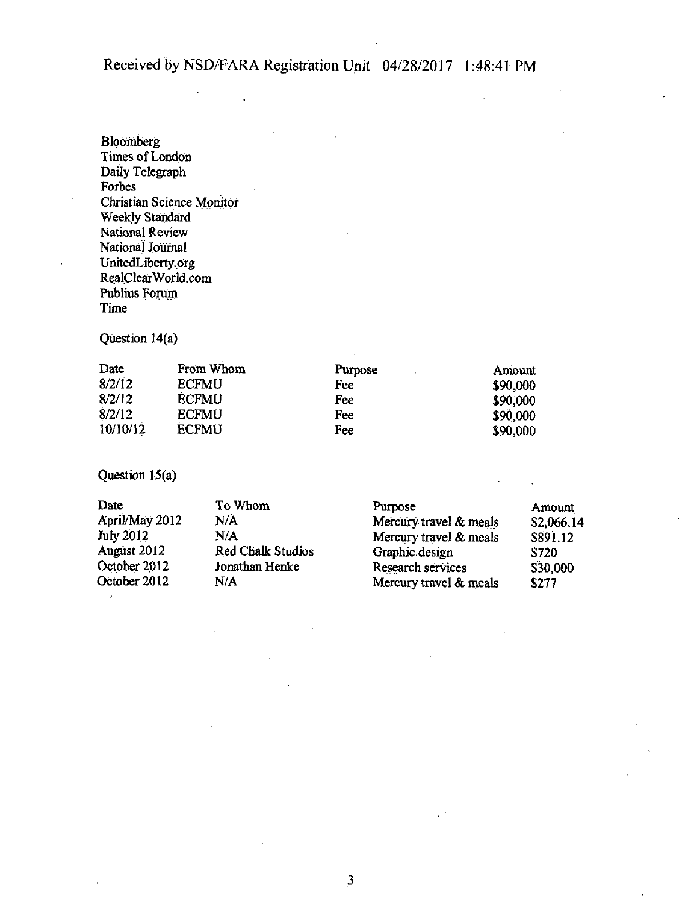Received by NSD/FARA Registration Unit 04/28/2017 1:48:41 PM

Bloomberg
Times of London
Daily Telegraph
Forbes
Christian Science Monitor
Weekly Standard
National Review
National Journal
UnitedLiberty.org
RealClearWorld.com
Publius Forum
Time

Question 14(a)

| Date | From Whom | Purpose | Amount |
|---|---|---|---|
| 8/2/12 | ECFMU | Fee | $90,000 |
| 8/2/12 | ECFMU | Fee | $90,000 |
| 8/2/12 | ECFMU | Fee | $90,000 |
| 10/10/12 | ECFMU | Fee | $90,000 |

Question 15(a)

| Date | To Whom | Purpose | Amount |
|---|---|---|---|
| April/May 2012 | N/A | Mercury travel & meals | $2,066.14 |
| July 2012 | N/A | Mercury travel & meals | $891.12 |
| August 2012 | Red Chalk Studios | Graphic design | $720 |
| October 2012 | Jonathan Henke | Research services | $30,000 |
| October 2012 | N/A | Mercury travel & meals | $277 |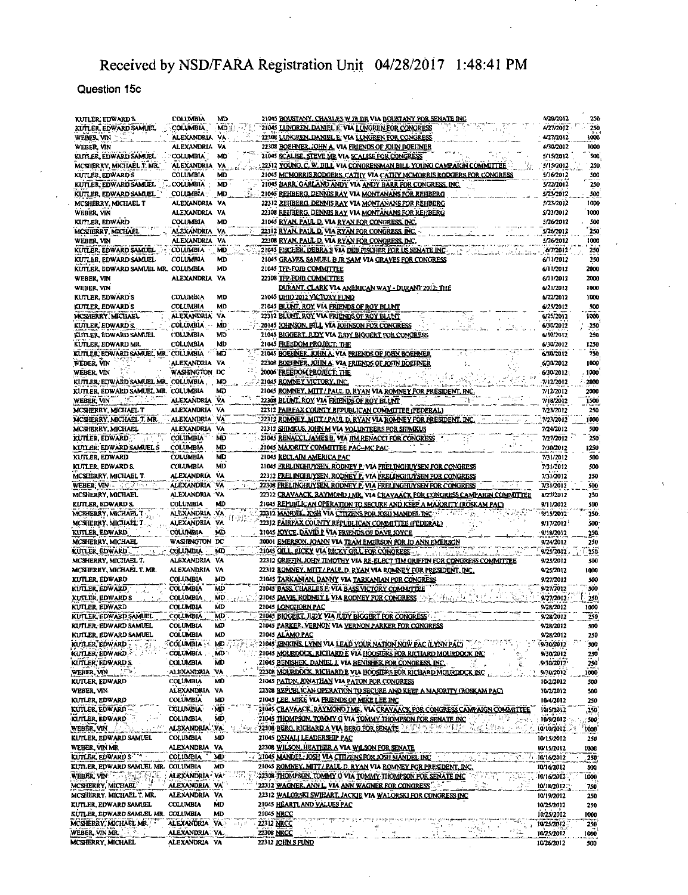Received by NSD/FARA Registration Unit 04/28/2017 1:48:41 PM

**Question 15c**

| | | | | | |
|---|---|---|---|---|---|
| KUTLER, EDWARD S. | COLUMBIA | MD | 21045 BOUSTANY, CHARLES W JR DR VIA BOUSTANY FOR SENATE INC | 4/20/2012 | 250 |
| KUTLER, EDWARD SAMUEL | COLUMBIA | MD | 21045 LUNGREN, DANIEL E. VIA LUNGREN FOR CONGRESS | 4/27/2012 | 250 |
| WEBER, VIN | ALEXANDRIA | VA | 22308 LUNGREN, DANIEL E. VIA LUNGREN FOR CONGRESS | 4/27/2012 | 1000 |
| WEBER, VIN | ALEXANDRIA | VA | 22308 BOEHNER, JOHN A. VIA FRIENDS OF JOHN BOEHNER | 4/30/2012 | 1000 |
| KUTLER, EDWARD SAMUEL | COLUMBIA | MD | 21045 SCALISE, STEVE MR VIA SCALISE FOR CONGRESS | 5/15/2012 | 500 |
| MCSHERRY, MICHAEL T. MR. | ALEXANDRIA | VA | 22312 YOUNG, C. W. BILL VIA CONGRESSMAN BILL YOUNG CAMPAIGN COMMITTEE | 5/15/2012 | 250 |
| KUTLER, EDWARD S | COLUMBIA | MD | 21045 MCMORRIS RODGERS, CATHY VIA CATHY MCMORRIS RODGERS FOR CONGRESS | 5/16/2012 | 500 |
| KUTLER, EDWARD SAMUEL | COLUMBIA | MD | 21045 BARR, GARLAND ANDY VIA ANDY BARR FOR CONGRESS, INC. | 5/22/2012 | 250 |
| KUTLER, EDWARD SAMUEL | COLUMBIA | MD | 21045 REHBERG, DENNIS RAY VIA MONTANANS FOR REHBERG | 5/23/2012 | 500 |
| MCSHERRY, MICHAEL T | ALEXANDRIA | VA | 22312 REHBERG, DENNIS RAY VIA MONTANANS FOR REHBERG | 5/23/2012 | 1000 |
| WEBER, VIN | ALEXANDRIA | VA | 22308 REHBERG, DENNIS RAY VIA MONTANANS FOR REHBERG | 5/23/2012 | 1000 |
| KUTLER, EDWARD | COLUMBIA | MD | 21045 RYAN, PAUL D. VIA RYAN FOR CONGRESS, INC. | 5/26/2012 | 500 |
| MCSHERRY, MICHAEL | ALEXANDRIA | VA | 22312 RYAN, PAUL D. VIA RYAN FOR CONGRESS, INC. | 5/26/2012 | 250 |
| WEBER, VIN | ALEXANDRIA | VA | 22308 RYAN, PAUL D. VIA RYAN FOR CONGRESS, INC. | 5/26/2012 | 1000 |
| KUTLER, EDWARD SAMUEL | COLUMBIA | MD | 21045 FISCHER, DEBRA S VIA DEB FISCHER FOR US SENATE INC | 6/7/2012 | 250 |
| KUTLER, EDWARD SAMUEL | COLUMBIA | MD | 21045 GRAVES, SAMUEL B JR 'SAM' VIA GRAVES FOR CONGRESS | 6/11/2012 | 250 |
| KUTLER, EDWARD SAMUEL MR. | COLUMBIA | MD | 21045 TFP-FOJB COMMITTEE | 6/11/2012 | 2000 |
| WEBER, VIN | ALEXANDRIA | VA | 22308 TFP-FOJB COMMITTEE | 6/11/2012 | 2000 |
| WEBER, VIN | | | DURANT, CLARK VIA AMERICAN WAY - DURANT 2012; THE | 6/21/2012 | 1000 |
| KUTLER, EDWARD S | COLUMBIA | MD | 21045 OHIO 2012 VICTORY FUND | 6/22/2012 | 1000 |
| KUTLER, EDWARD S | COLUMBIA | MD | 21045 BLUNT, ROY VIA FRIENDS OF ROY BLUNT | 6/25/2012 | 500 |
| MCSHERRY, MICHAEL | ALEXANDRIA | VA | 22312 BLUNT, ROY VIA FRIENDS OF ROY BLUNT | 6/25/2012 | 1000 |
| KUTLER, EDWARD S. | COLUMBIA | MD | 21045 JOHNSON, BILL VIA JOHNSON FOR CONGRESS | 6/30/2012 | 250 |
| KUTLER, EDWARD SAMUEL | COLUMBIA | MD | 21045 BIGGERT, JUDY VIA JUDY BIGGERT FOR CONGRESS | 6/30/2012 | 250 |
| KUTLER, EDWARD MR. | COLUMBIA | MD | 21045 FREEDOM PROJECT; THE | 6/30/2012 | 1250 |
| KUTLER, EDWARD SAMUEL MR. | COLUMBIA | MD | 21045 BOEHNER, JOHN A. VIA FRIENDS OF JOHN BOEHNER | 6/30/2012 | 750 |
| WEBER, VIN | ALEXANDRIA | VA | 22308 BOEHNER, JOHN A. VIA FRIENDS OF JOHN BOEHNER | 6/30/2012 | 1000 |
| WEBER, VIN | WASHINGTON | DC | 20006 FREEDOM PROJECT; THE | 6/30/2012 | 1000 |
| KUTLER, EDWARD SAMUEL MR. | COLUMBIA | MD | 21045 ROMNEY VICTORY, INC. | 7/12/2012 | 2000 |
| KUTLER, EDWARD SAMUEL MR. | COLUMBIA | MD | 21045 ROMNEY, MITT / PAUL D. RYAN VIA ROMNEY FOR PRESIDENT, INC. | 7/12/2012 | 2000 |
| WEBER, VIN | ALEXANDRIA | VA | 22308 BLUNT, ROY VIA FRIENDS OF ROY BLUNT | 7/18/2012 | 1500 |
| MCSHERRY, MICHAEL T | ALEXANDRIA | VA | 22312 FAIRFAX COUNTY REPUBLICAN COMMITTEE (FEDERAL) | 7/23/2012 | 250 |
| MCSHERRY, MICHAEL T. MR. | ALEXANDRIA | VA | 22312 ROMNEY, MITT / PAUL D. RYAN VIA ROMNEY FOR PRESIDENT, INC. | 7/23/2012 | 1000 |
| MCSHERRY, MICHAEL | ALEXANDRIA | VA | 22312 SHIMKUS, JOHN M VIA VOLUNTEERS FOR SHIMKUS | 7/24/2012 | 500 |
| KUTLER, EDWARD | COLUMBIA | MD | 21045 RENACCI, JAMES B. VIA JIM RENACCI FOR CONGRESS | 7/27/2012 | 250 |
| KUTLER, EDWARD SAMUEL S | COLUMBIA | MD | 21045 MAJORITY COMMITTEE PAC--MC PAC | 7/30/2012 | 1250 |
| KUTLER, EDWARD | COLUMBIA | MD | 21045 RECLAIM AMERICA PAC | 7/31/2012 | 500 |
| KUTLER, EDWARD S. | COLUMBIA | MD | 21045 FRELINGHUYSEN, RODNEY P. VIA FRELINGHUYSEN FOR CONGRESS | 7/31/2012 | 500 |
| MCSHERRY, MICHAEL T. | ALEXANDRIA | VA | 22312 FRELINGHUYSEN, RODNEY P. VIA FRELINGHUYSEN FOR CONGRESS | 7/31/2012 | 250 |
| WEBER, VIN | ALEXANDRIA | VA | 22308 FRELINGHUYSEN, RODNEY P. VIA FRELINGHUYSEN FOR CONGRESS | 7/31/2012 | 500 |
| MCSHERRY, MICHAEL | ALEXANDRIA | VA | 22312 CRAVAACK, RAYMOND J MR. VIA CRAVAACK FOR CONGRESS CAMPAIGN COMMITTEE | 8/27/2012 | 250 |
| KUTLER, EDWARD S. | COLUMBIA | MD | 21045 REPUBLICAN OPERATION TO SECURE AND KEEP A MAJORITY (ROSKAM PAC) | 9/11/2012 | 500 |
| MCSHERRY, MICHAEL T | ALEXANDRIA | VA | 22312 MANDEL, JOSH VIA CITIZENS FOR JOSH MANDEL INC | 9/15/2012 | 250 |
| MCSHERRY, MICHAEL T | ALEXANDRIA | VA | 22312 FAIRFAX COUNTY REPUBLICAN COMMITTEE (FEDERAL) | 9/17/2012 | 500 |
| KUTLER, EDWARD | COLUMBIA | MD | 21045 JOYCE, DAVID P VIA FRIENDS OF DAVE JOYCE | 9/18/2012 | 250 |
| MCSHERRY, MICHAEL | WASHINGTON | DC | 20001 EMERSON, JOANN VIA TEAM EMERSON FOR JO ANN EMERSON | 9/24/2012 | 250 |
| KUTLER, EDWARD | COLUMBIA | MD | 21045 GILL, RICKY VIA RICKY GILL FOR CONGRESS | 9/25/2012 | 250 |
| MCSHERRY, MICHAEL T. | ALEXANDRIA | VA | 22312 GRIFFIN, JOHN TIMOTHY VIA RE-ELECT TIM GRIFFIN FOR CONGRESS COMMITTEE | 9/25/2012 | 500 |
| MCSHERRY, MICHAEL T. MR. | ALEXANDRIA | VA | 22312 ROMNEY, MITT / PAUL D. RYAN VIA ROMNEY FOR PRESIDENT, INC. | 9/25/2012 | 1000 |
| KUTLER, EDWARD | COLUMBIA | MD | 21045 TARKANIAN, DANNY VIA TARKANIAN FOR CONGRESS | 9/27/2012 | 500 |
| KUTLER, EDWARD | COLUMBIA | MD | 21045 BASS, CHARLES F. VIA BASS VICTORY COMMITTEE | 9/27/2012 | 500 |
| KUTLER, EDWARD S | COLUMBIA | MD | 21045 DAVIS, RODNEY L VIA RODNEY FOR CONGRESS | 9/27/2012 | 250 |
| KUTLER, EDWARD | COLUMBIA | MD | 21045 LONGHORN PAC | 9/28/2012 | 1000 |
| KUTLER, EDWARD SAMUEL | COLUMBIA | MD | 21045 BIGGERT, JUDY VIA JUDY BIGGERT FOR CONGRESS | 9/28/2012 | 250 |
| KUTLER, EDWARD SAMUEL | COLUMBIA | MD | 21045 PARKER, VERNON VIA VERNON PARKER FOR CONGRESS | 9/28/2012 | 500 |
| KUTLER, EDWARD SAMUEL | COLUMBIA | MD | 21045 ALAMO PAC | 9/28/2012 | 250 |
| KUTLER, EDWARD | COLUMBIA | MD | 21045 JENKINS, LYNN VIA LEAD YOUR NATION NOW PAC (LYNN PAC) | 9/30/2012 | 500 |
| KUTLER, EDWARD | COLUMBIA | MD | 21045 MOURDOCK, RICHARD E VIA HOOSIERS FOR RICHARD MOURDOCK INC | 9/30/2012 | 250 |
| KUTLER, EDWARD S. | COLUMBIA | MD | 21045 BENISHEK, DANIEL J. VIA BENISHEK FOR CONGRESS, INC. | 9/30/2012 | 250 |
| WEBER, VIN | ALEXANDRIA | VA | 22308 MOURDOCK, RICHARD E VIA HOOSIERS FOR RICHARD MOURDOCK INC | 9/30/2012 | 1000 |
| KUTLER, EDWARD | COLUMBIA | MD | 21045 PATON, JONATHAN VIA PATON FOR CONGRESS | 10/2/2012 | 500 |
| WEBER, VIN | ALEXANDRIA | VA | 22308 REPUBLICAN OPERATION TO SECURE AND KEEP A MAJORITY (ROSKAM PAC) | 10/2/2012 | 500 |
| KUTLER, EDWARD | COLUMBIA | MD | 21045 LEE, MIKE VIA FRIENDS OF MIKE LEE INC | 10/4/2012 | 250 |
| KUTLER, EDWARD | COLUMBIA | MD | 21045 CRAVAACK, RAYMOND J MR. VIA CRAVAACK FOR CONGRESS CAMPAIGN COMMITTEE | 10/5/2012 | 250 |
| KUTLER, EDWARD | COLUMBIA | MD | 21045 THOMPSON, TOMMY G VIA TOMMY THOMPSON FOR SENATE INC | 10/9/2012 | 500 |
| WEBER, VIN | ALEXANDRIA | VA | 22308 BERG, RICHARD A VIA BERG FOR SENATE | 10/10/2012 | 1000 |
| KUTLER, EDWARD SAMUEL | COLUMBIA | MD | 21045 DENALI LEADERSHIP PAC | 10/15/2012 | 250 |
| WEBER, VIN MR | ALEXANDRIA | VA | 22308 WILSON, HEATHER A VIA WILSON FOR SENATE | 10/15/2012 | 1000 |
| KUTLER, EDWARD S | COLUMBIA | MD | 21045 MANDEL, JOSH VIA CITIZENS FOR JOSH MANDEL INC | 10/16/2012 | 250 |
| KUTLER, EDWARD SAMUEL MR. | COLUMBIA | MD | 21045 ROMNEY, MITT / PAUL D. RYAN VIA ROMNEY FOR PRESIDENT, INC. | 10/16/2012 | 500 |
| WEBER, VIN | ALEXANDRIA | VA | 22308 THOMPSON, TOMMY G VIA TOMMY THOMPSON FOR SENATE INC | 10/16/2012 | 1000 |
| MCSHERRY, MICHAEL | ALEXANDRIA | VA | 22312 WAGNER, ANN L. VIA ANN WAGNER FOR CONGRESS | 10/18/2012 | 750 |
| MCSHERRY, MICHAEL T. MR. | ALEXANDRIA | VA | 22312 WALORSKI SWIHART, JACKIE VIA WALORSKI FOR CONGRESS INC | 10/19/2012 | 250 |
| KUTLER, EDWARD SAMUEL | COLUMBIA | MD | 21045 HEARTLAND VALUES PAC | 10/25/2012 | 250 |
| KUTLER, EDWARD SAMUEL MR. | COLUMBIA | MD | 21045 NRCC | 10/25/2012 | 1000 |
| MCSHERRY, MICHAEL MR. | ALEXANDRIA | VA | 22312 NRCC | 10/25/2012 | 250 |
| WEBER, VIN MR. | ALEXANDRIA | VA | 22308 NRCC | 10/25/2012 | 1000 |
| MCSHERRY, MICHAEL | ALEXANDRIA | VA | 22312 JOHN S FUND | 10/26/2012 | 500 |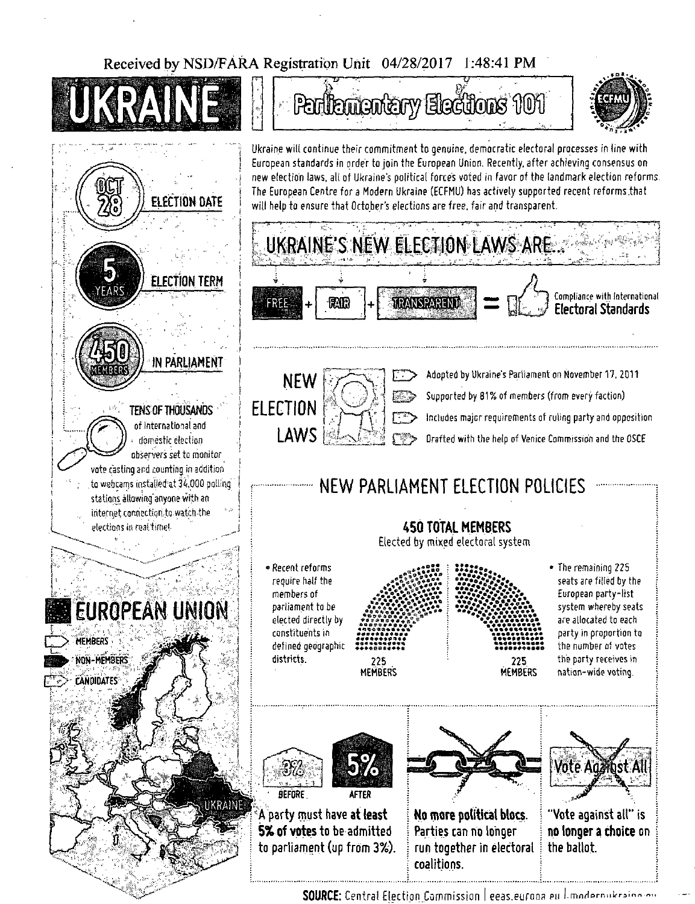Received by NSD/FARA Registration Unit 04/28/2017 1:48:41 PM

# UKRAINE

## Parliamentary Elections 101

ECFMU

Ukraine will continue their commitment to genuine, democratic electoral processes in line with European standards in order to join the European Union. Recently, after achieving consensus on new election laws, all of Ukraine's political forces voted in favor of the landmark election reforms. The European Centre for a Modern Ukraine (ECFMU) has actively supported recent reforms that will help to ensure that October's elections are free, fair and transparent.

OCT 28 — ELECTION DATE

5 YEARS — ELECTION TERM

450 MEMBERS — IN PARLIAMENT

**TENS OF THOUSANDS** of international and domestic election observers set to monitor vote casting and counting in addition to webcams installed at 34,000 polling stations allowing anyone with an internet connection to watch the elections in real time!

### UKRAINE'S NEW ELECTION LAWS ARE...

FREE + FAIR + TRANSPARENT = Compliance with International **Electoral Standards**

### NEW ELECTION LAWS

- Adopted by Ukraine's Parliament on November 17, 2011
- Supported by 81% of members (from every faction)
- Includes major requirements of ruling party and opposition
- Drafted with the help of Venice Commission and the OSCE

### NEW PARLIAMENT ELECTION POLICIES

**450 TOTAL MEMBERS**

Elected by mixed electoral system

- Recent reforms require half the members of parliament to be elected directly by constituents in defined geographic districts.

225 MEMBERS

225 MEMBERS

- The remaining 225 seats are filled by the European party-list system whereby seats are allocated to each party in proportion to the number of votes the party receives in nation-wide voting.

### EUROPEAN UNION

MEMBERS

NON-MEMBERS

CANDIDATES

UKRAINE

3% BEFORE — 5% AFTER

A party must have **at least 5% of votes** to be admitted to parliament (up from 3%).

**No more political blocs.** Parties can no longer run together in electoral coalitions.

Vote Against All

"Vote against all" is **no longer a choice** on the ballot.

**SOURCE:** Central Election Commission | eeas.europa.eu | modernukraine.eu